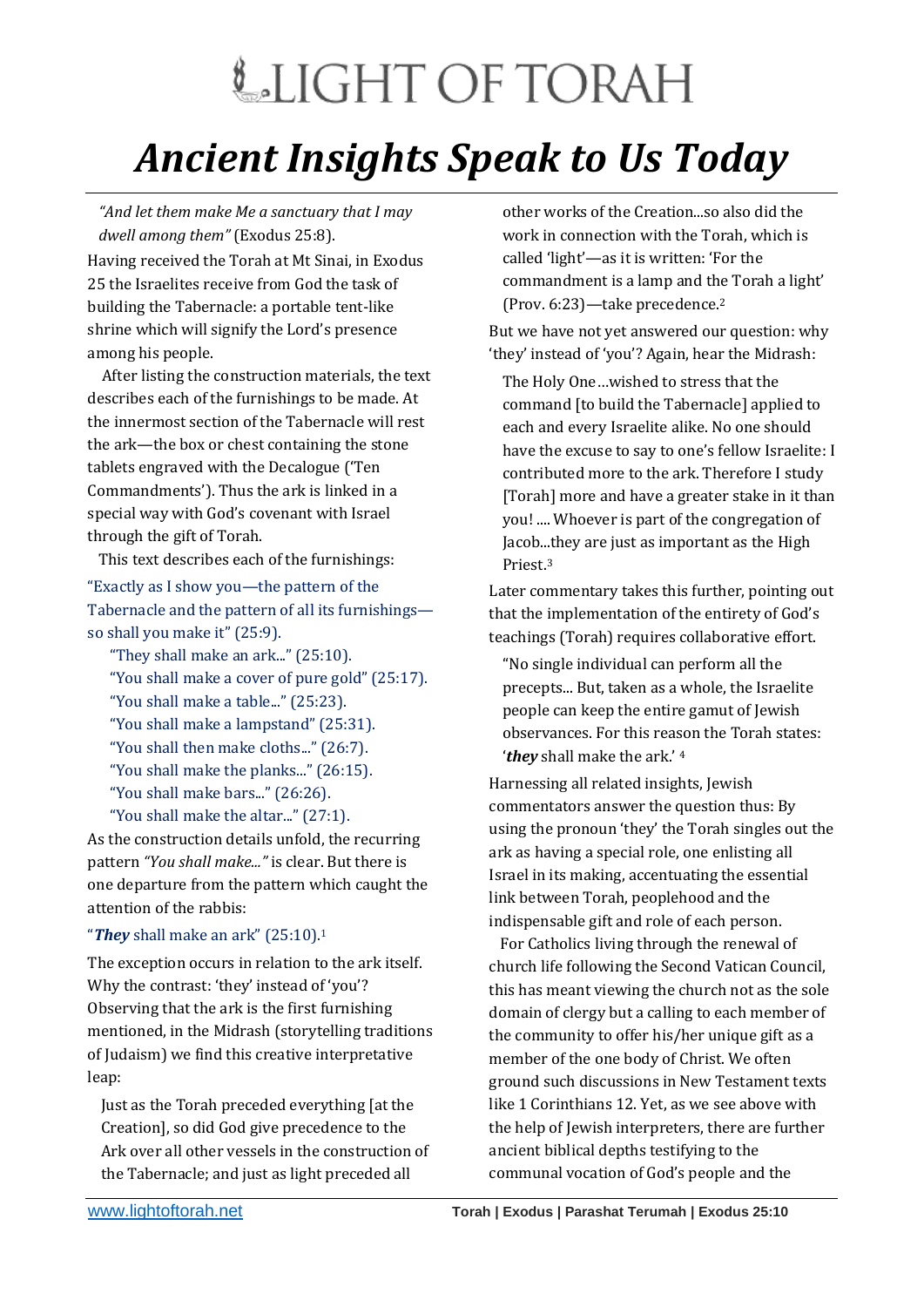# LIGHT OF TORAH

# *Ancient Insights Speak to Us Today*

*"And let them make Me a sanctuary that I may dwell among them"* (Exodus 25:8).

Having received the Torah at Mt Sinai, in Exodus 25 the Israelites receive from God the task of building the Tabernacle: a portable tent-like shrine which will signify the Lord's presence among his people.

After listing the construction materials, the text describes each of the furnishings to be made. At the innermost section of the Tabernacle will rest the ark—the box or chest containing the stone tablets engraved with the Decalogue ('Ten Commandments'). Thus the ark is linked in a special way with God's covenant with Israel through the gift of Torah.

This text describes each of the furnishings:

"Exactly as I show you—the pattern of the Tabernacle and the pattern of all its furnishings—so shall you make it" (25:9).

"They shall make an ark..." (25:10).
"You shall make a cover of pure gold" (25:17).
"You shall make a table..." (25:23).
"You shall make a lampstand" (25:31).
"You shall then make cloths..." (26:7).
"You shall make the planks..." (26:15).
"You shall make bars..." (26:26).
"You shall make the altar..." (27:1).

As the construction details unfold, the recurring pattern *"You shall make..."* is clear. But there is one departure from the pattern which caught the attention of the rabbis:

"***They*** shall make an ark" (25:10).[1]

The exception occurs in relation to the ark itself. Why the contrast: 'they' instead of 'you'? Observing that the ark is the first furnishing mentioned, in the Midrash (storytelling traditions of Judaism) we find this creative interpretative leap:

> Just as the Torah preceded everything [at the Creation], so did God give precedence to the Ark over all other vessels in the construction of the Tabernacle; and just as light preceded all other works of the Creation...so also did the work in connection with the Torah, which is called 'light'—as it is written: 'For the commandment is a lamp and the Torah a light' (Prov. 6:23)—take precedence.[2]

But we have not yet answered our question: why 'they' instead of 'you'? Again, hear the Midrash:

> The Holy One…wished to stress that the command [to build the Tabernacle] applied to each and every Israelite alike. No one should have the excuse to say to one's fellow Israelite: I contributed more to the ark. Therefore I study [Torah] more and have a greater stake in it than you! .... Whoever is part of the congregation of Jacob...they are just as important as the High Priest.[3]

Later commentary takes this further, pointing out that the implementation of the entirety of God's teachings (Torah) requires collaborative effort.

> "No single individual can perform all the precepts... But, taken as a whole, the Israelite people can keep the entire gamut of Jewish observances. For this reason the Torah states: '***they*** shall make the ark.' [4]

Harnessing all related insights, Jewish commentators answer the question thus: By using the pronoun 'they' the Torah singles out the ark as having a special role, one enlisting all Israel in its making, accentuating the essential link between Torah, peoplehood and the indispensable gift and role of each person.

For Catholics living through the renewal of church life following the Second Vatican Council, this has meant viewing the church not as the sole domain of clergy but a calling to each member of the community to offer his/her unique gift as a member of the one body of Christ. We often ground such discussions in New Testament texts like 1 Corinthians 12. Yet, as we see above with the help of Jewish interpreters, there are further ancient biblical depths testifying to the communal vocation of God's people and the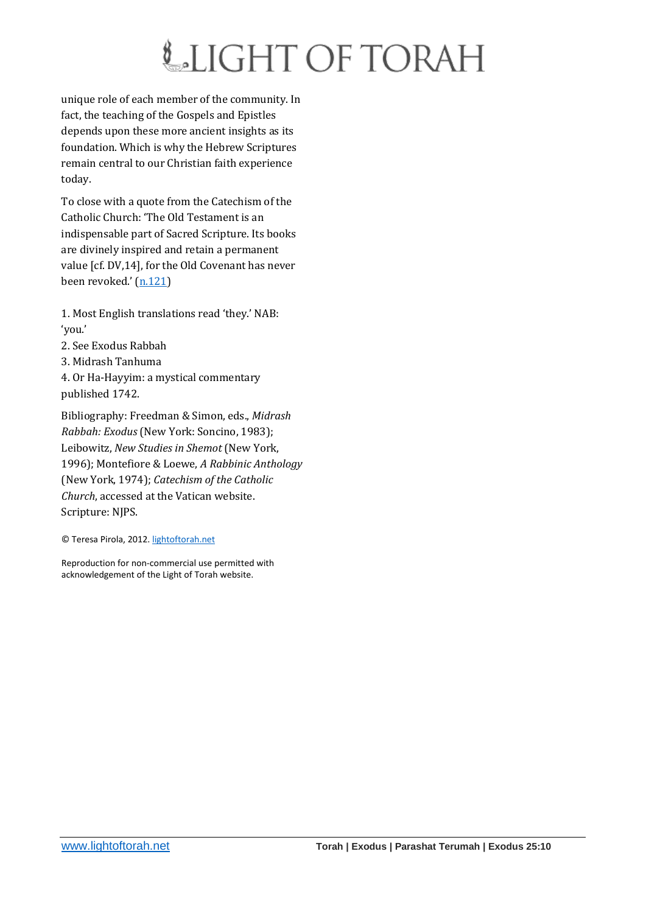unique role of each member of the community. In fact, the teaching of the Gospels and Epistles depends upon these more ancient insights as its foundation. Which is why the Hebrew Scriptures remain central to our Christian faith experience today.

To close with a quote from the Catechism of the Catholic Church: 'The Old Testament is an indispensable part of Sacred Scripture. Its books are divinely inspired and retain a permanent value [cf. DV,14], for the Old Covenant has never been revoked.' ([n.121](#))

1. Most English translations read 'they.' NAB: 'you.'
2. See Exodus Rabbah
3. Midrash Tanhuma
4. Or Ha-Hayyim: a mystical commentary published 1742.

Bibliography: Freedman & Simon, eds., *Midrash Rabbah: Exodus* (New York: Soncino, 1983); Leibowitz, *New Studies in Shemot* (New York, 1996); Montefiore & Loewe, *A Rabbinic Anthology* (New York, 1974); *Catechism of the Catholic Church*, accessed at the Vatican website. Scripture: NJPS.

© Teresa Pirola, 2012. [lightoftorah.net](#)

Reproduction for non-commercial use permitted with acknowledgement of the Light of Torah website.